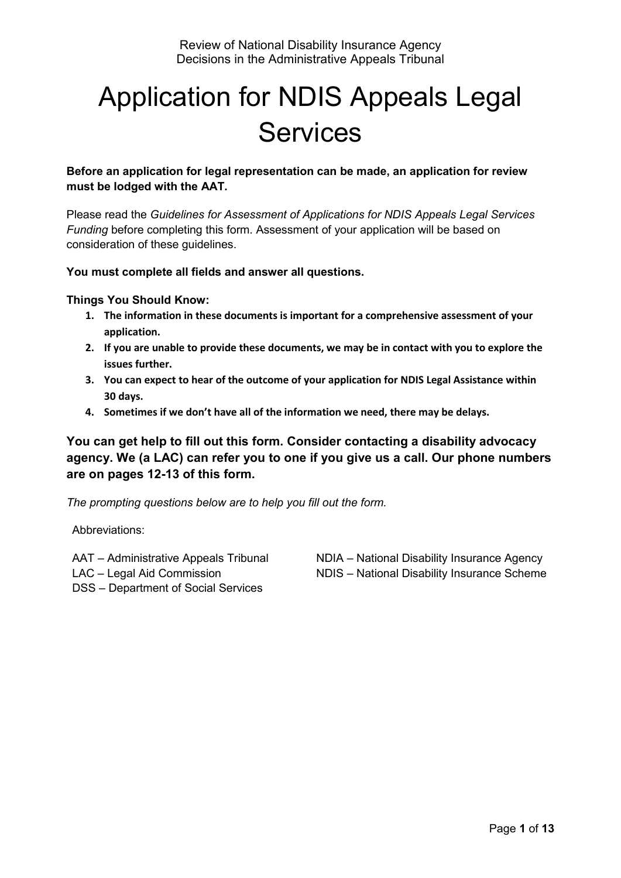Review of National Disability Insurance Agency
Decisions in the Administrative Appeals Tribunal

# Application for NDIS Appeals Legal Services

**Before an application for legal representation can be made, an application for review must be lodged with the AAT.**

Please read the *Guidelines for Assessment of Applications for NDIS Appeals Legal Services Funding* before completing this form. Assessment of your application will be based on consideration of these guidelines.

**You must complete all fields and answer all questions.**

**Things You Should Know:**

1. **The information in these documents is important for a comprehensive assessment of your application.**
2. **If you are unable to provide these documents, we may be in contact with you to explore the issues further.**
3. **You can expect to hear of the outcome of your application for NDIS Legal Assistance within 30 days.**
4. **Sometimes if we don't have all of the information we need, there may be delays.**

### You can get help to fill out this form. Consider contacting a disability advocacy agency. We (a LAC) can refer you to one if you give us a call. Our phone numbers are on pages 12-13 of this form.

*The prompting questions below are to help you fill out the form.*

Abbreviations:

AAT – Administrative Appeals Tribunal
LAC – Legal Aid Commission
DSS – Department of Social Services
NDIA – National Disability Insurance Agency
NDIS – National Disability Insurance Scheme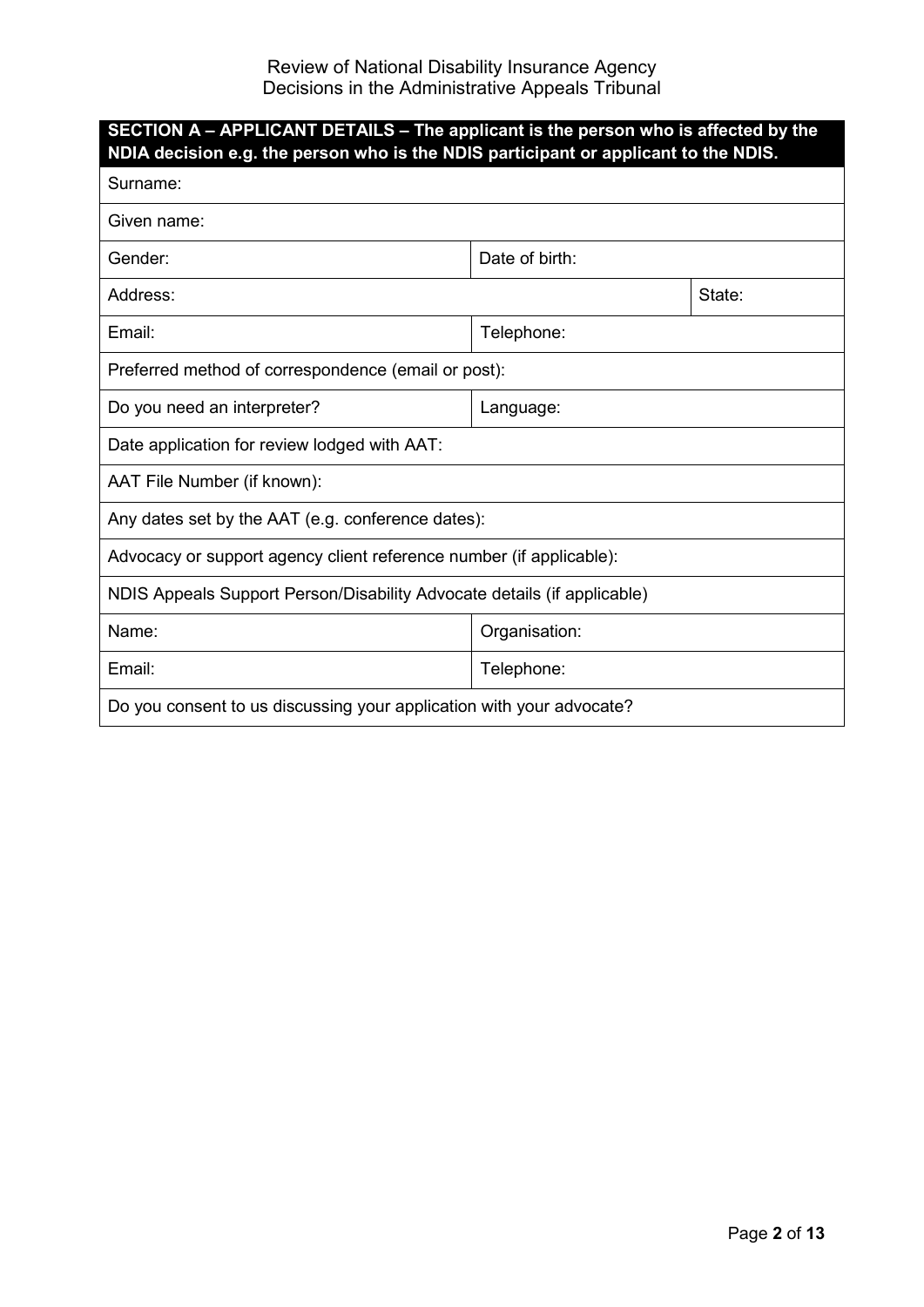| SECTION A – APPLICANT DETAILS – The applicant is the person who is affected by the NDIA decision e.g. the person who is the NDIS participant or applicant to the NDIS. | | |
| --- | --- | --- |
| Surname: | | |
| Given name: | | |
| Gender: | Date of birth: | |
| Address: | | State: |
| Email: | Telephone: | |
| Preferred method of correspondence (email or post): | | |
| Do you need an interpreter? | Language: | |
| Date application for review lodged with AAT: | | |
| AAT File Number (if known): | | |
| Any dates set by the AAT (e.g. conference dates): | | |
| Advocacy or support agency client reference number (if applicable): | | |
| NDIS Appeals Support Person/Disability Advocate details (if applicable) | | |
| Name: | Organisation: | |
| Email: | Telephone: | |
| Do you consent to us discussing your application with your advocate? | | |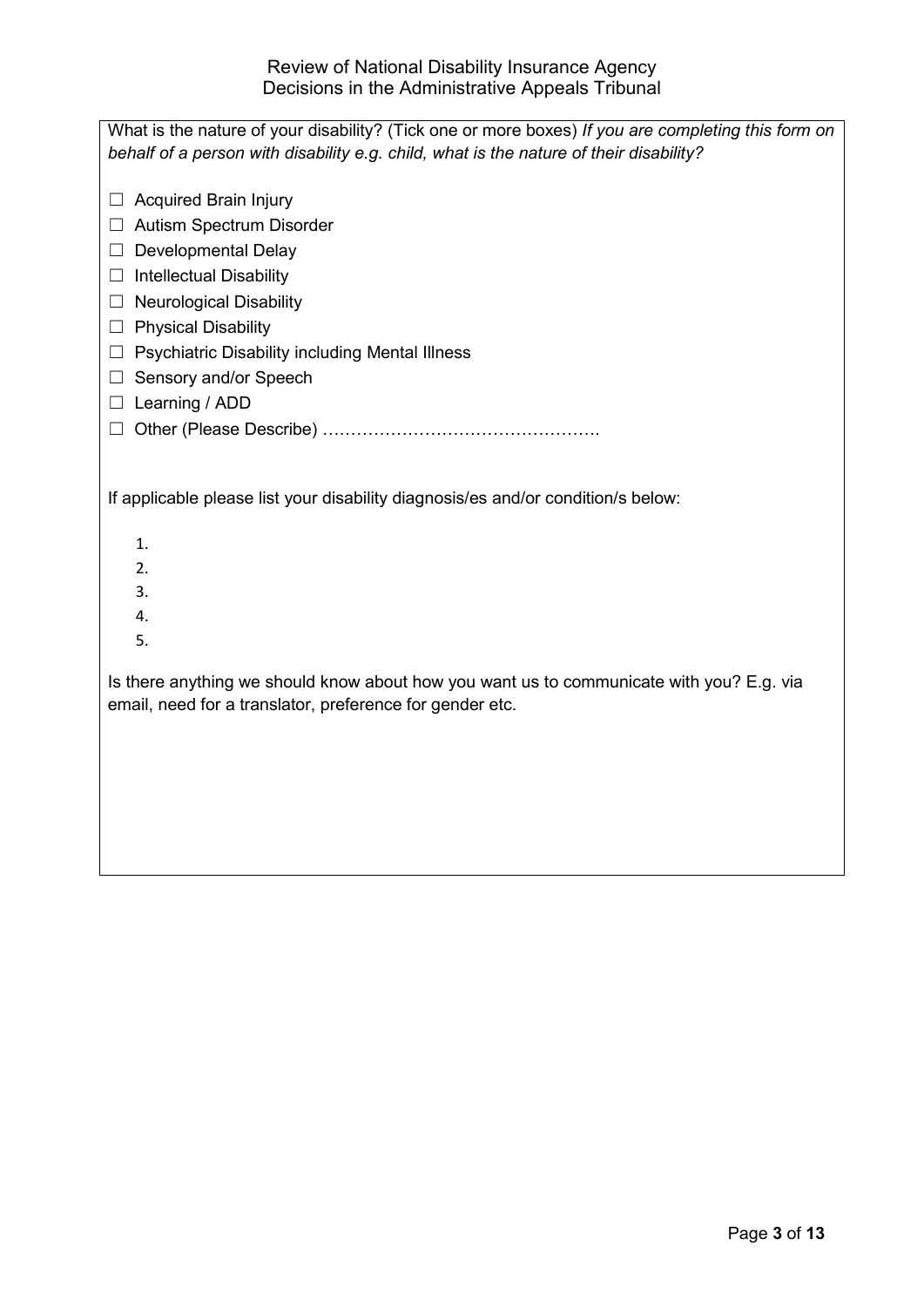What is the nature of your disability? (Tick one or more boxes) *If you are completing this form on behalf of a person with disability e.g. child, what is the nature of their disability?*

☐ Acquired Brain Injury
☐ Autism Spectrum Disorder
☐ Developmental Delay
☐ Intellectual Disability
☐ Neurological Disability
☐ Physical Disability
☐ Psychiatric Disability including Mental Illness
☐ Sensory and/or Speech
☐ Learning / ADD
☐ Other (Please Describe) ………………………………………….

If applicable please list your disability diagnosis/es and/or condition/s below:

1. 
2. 
3. 
4. 
5. 

Is there anything we should know about how you want us to communicate with you? E.g. via email, need for a translator, preference for gender etc.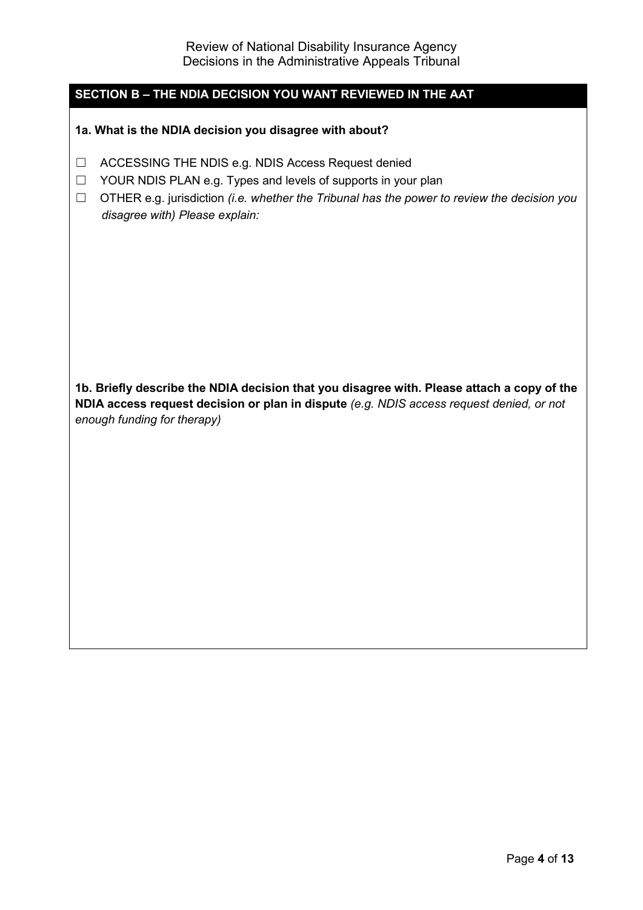## SECTION B – THE NDIA DECISION YOU WANT REVIEWED IN THE AAT

**1a. What is the NDIA decision you disagree with about?**

☐ ACCESSING THE NDIS e.g. NDIS Access Request denied

☐ YOUR NDIS PLAN e.g. Types and levels of supports in your plan

☐ OTHER e.g. jurisdiction *(i.e. whether the Tribunal has the power to review the decision you disagree with) Please explain:*

**1b. Briefly describe the NDIA decision that you disagree with. Please attach a copy of the NDIA access request decision or plan in dispute** *(e.g. NDIS access request denied, or not enough funding for therapy)*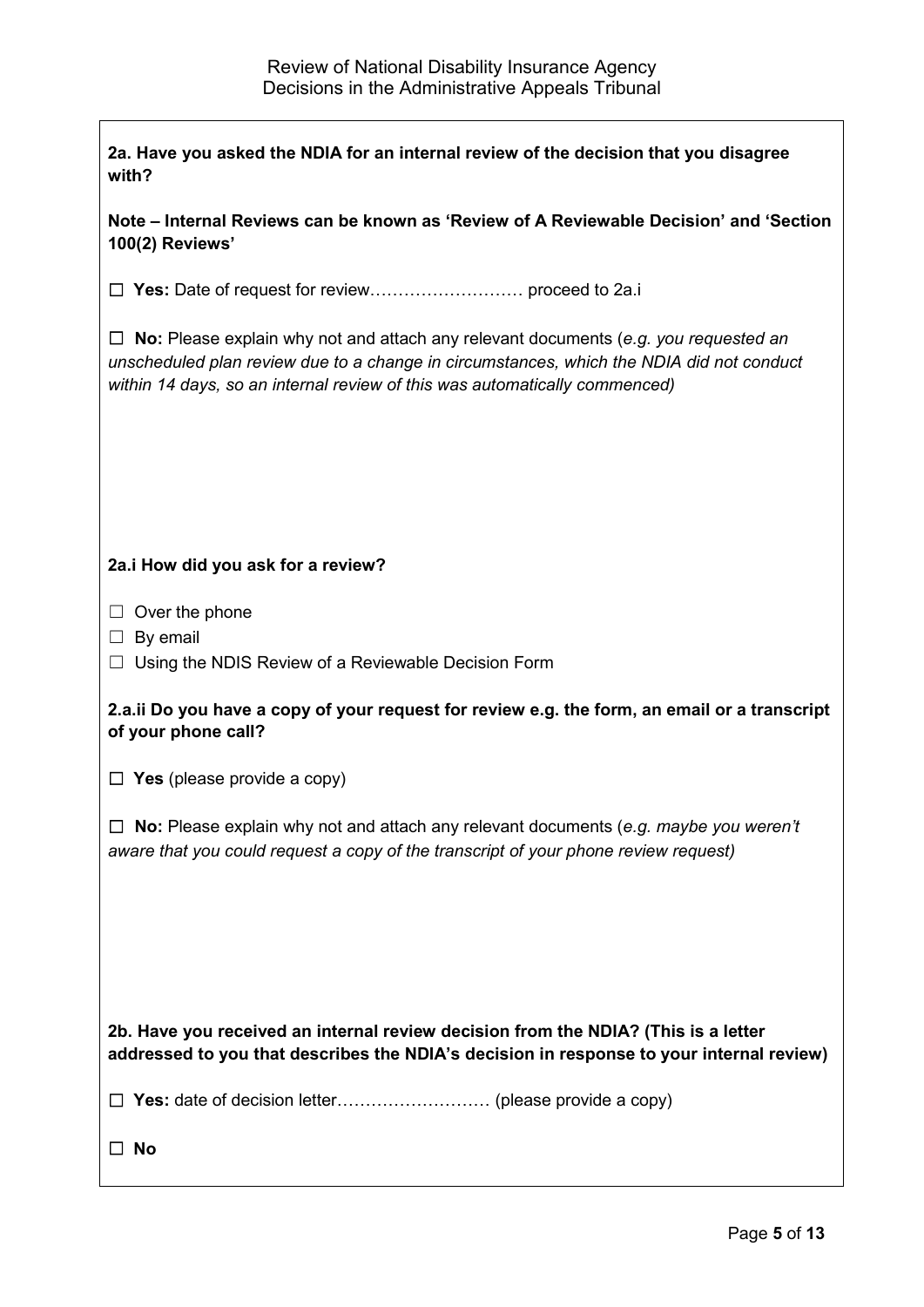**2a. Have you asked the NDIA for an internal review of the decision that you disagree with?**

**Note – Internal Reviews can be known as 'Review of A Reviewable Decision' and 'Section 100(2) Reviews'**

☐ **Yes:** Date of request for review……………………… proceed to 2a.i

☐ **No:** Please explain why not and attach any relevant documents (*e.g. you requested an unscheduled plan review due to a change in circumstances, which the NDIA did not conduct within 14 days, so an internal review of this was automatically commenced)*

**2a.i How did you ask for a review?**

☐ Over the phone
☐ By email
☐ Using the NDIS Review of a Reviewable Decision Form

**2.a.ii Do you have a copy of your request for review e.g. the form, an email or a transcript of your phone call?**

☐ **Yes** (please provide a copy)

☐ **No:** Please explain why not and attach any relevant documents (*e.g. maybe you weren't aware that you could request a copy of the transcript of your phone review request)*

**2b. Have you received an internal review decision from the NDIA? (This is a letter addressed to you that describes the NDIA's decision in response to your internal review)**

☐ **Yes:** date of decision letter……………………… (please provide a copy)

☐ **No**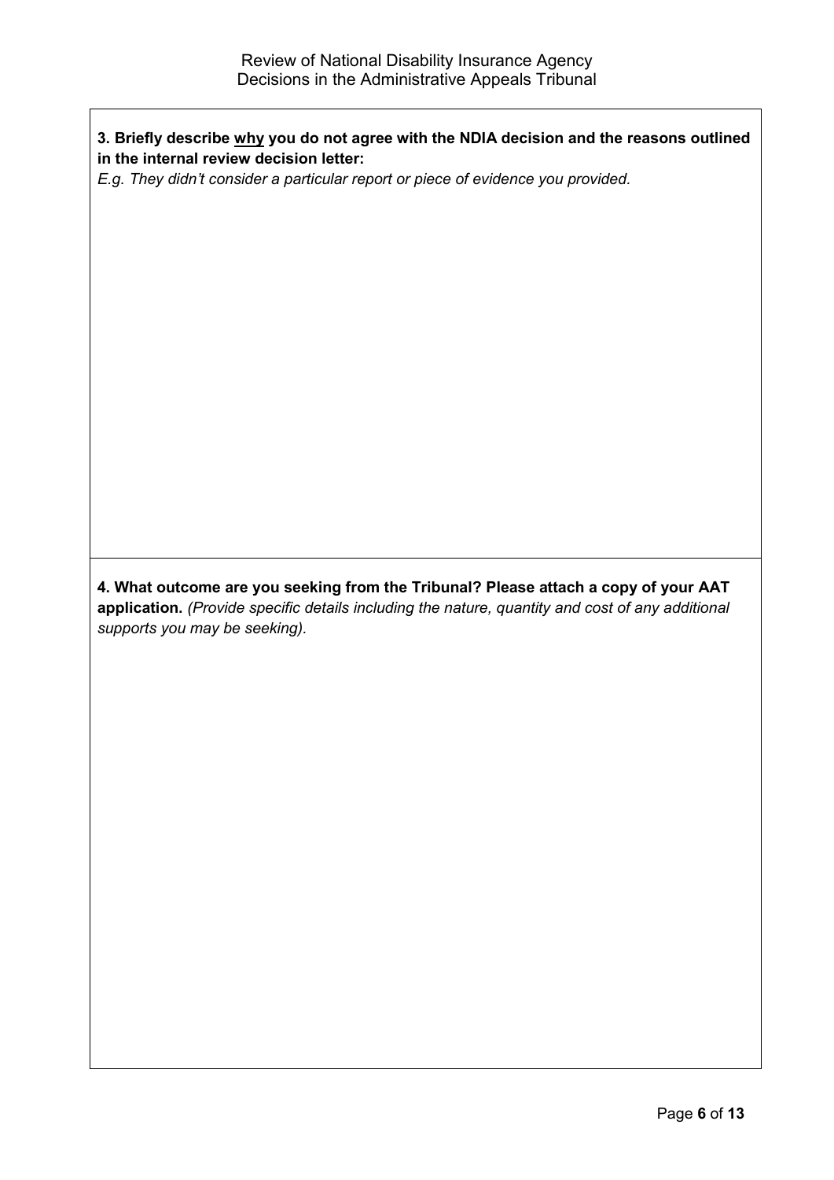**3. Briefly describe <u>why</u> you do not agree with the NDIA decision and the reasons outlined in the internal review decision letter:**

*E.g. They didn't consider a particular report or piece of evidence you provided.*

**4. What outcome are you seeking from the Tribunal? Please attach a copy of your AAT application.** *(Provide specific details including the nature, quantity and cost of any additional supports you may be seeking).*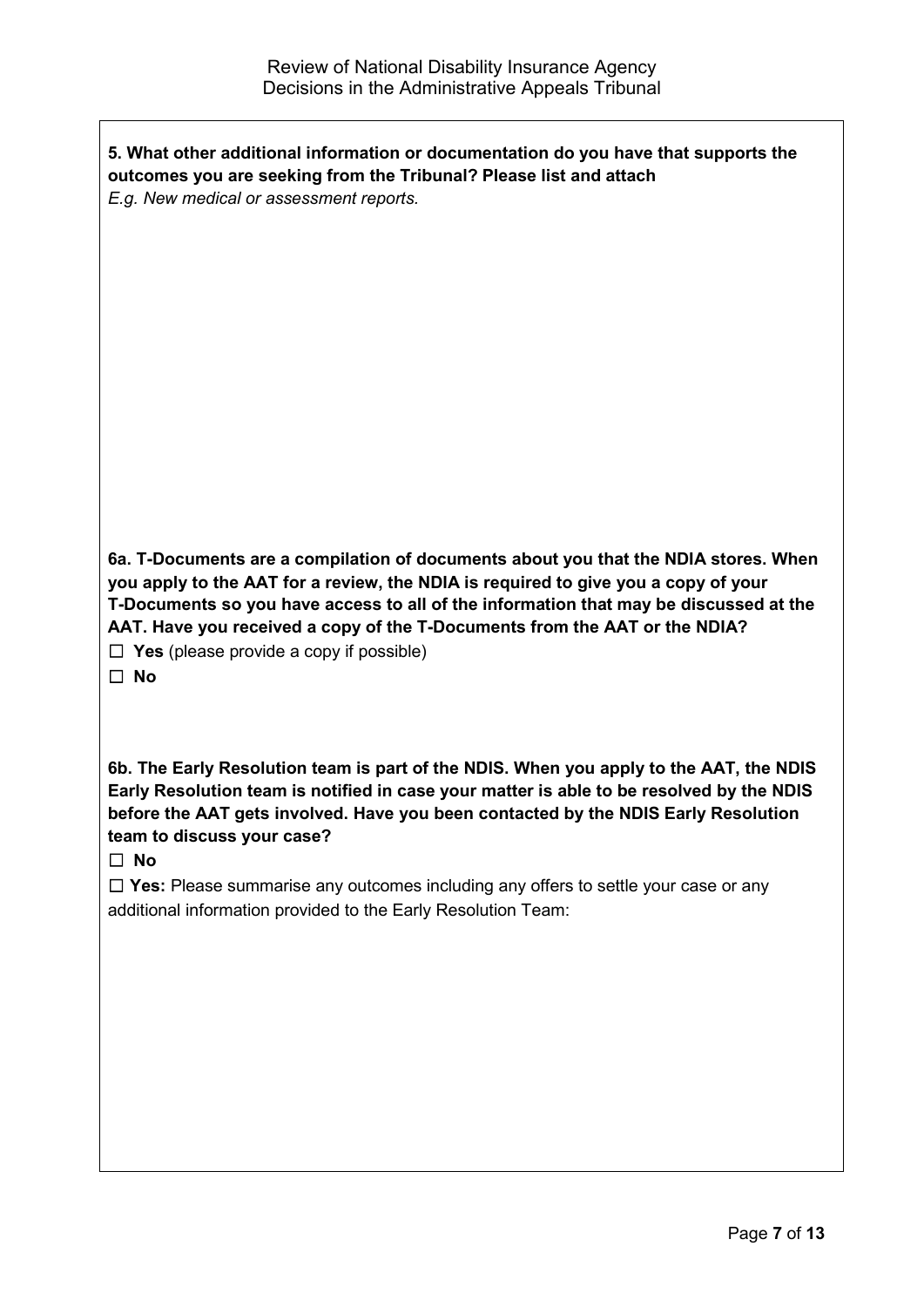**5. What other additional information or documentation do you have that supports the outcomes you are seeking from the Tribunal? Please list and attach**

*E.g. New medical or assessment reports.*

**6a. T-Documents are a compilation of documents about you that the NDIA stores. When you apply to the AAT for a review, the NDIA is required to give you a copy of your T-Documents so you have access to all of the information that may be discussed at the AAT. Have you received a copy of the T-Documents from the AAT or the NDIA?**

☐ **Yes** (please provide a copy if possible)

☐ **No**

**6b. The Early Resolution team is part of the NDIS. When you apply to the AAT, the NDIS Early Resolution team is notified in case your matter is able to be resolved by the NDIS before the AAT gets involved. Have you been contacted by the NDIS Early Resolution team to discuss your case?**

☐ **No**

☐ **Yes:** Please summarise any outcomes including any offers to settle your case or any additional information provided to the Early Resolution Team: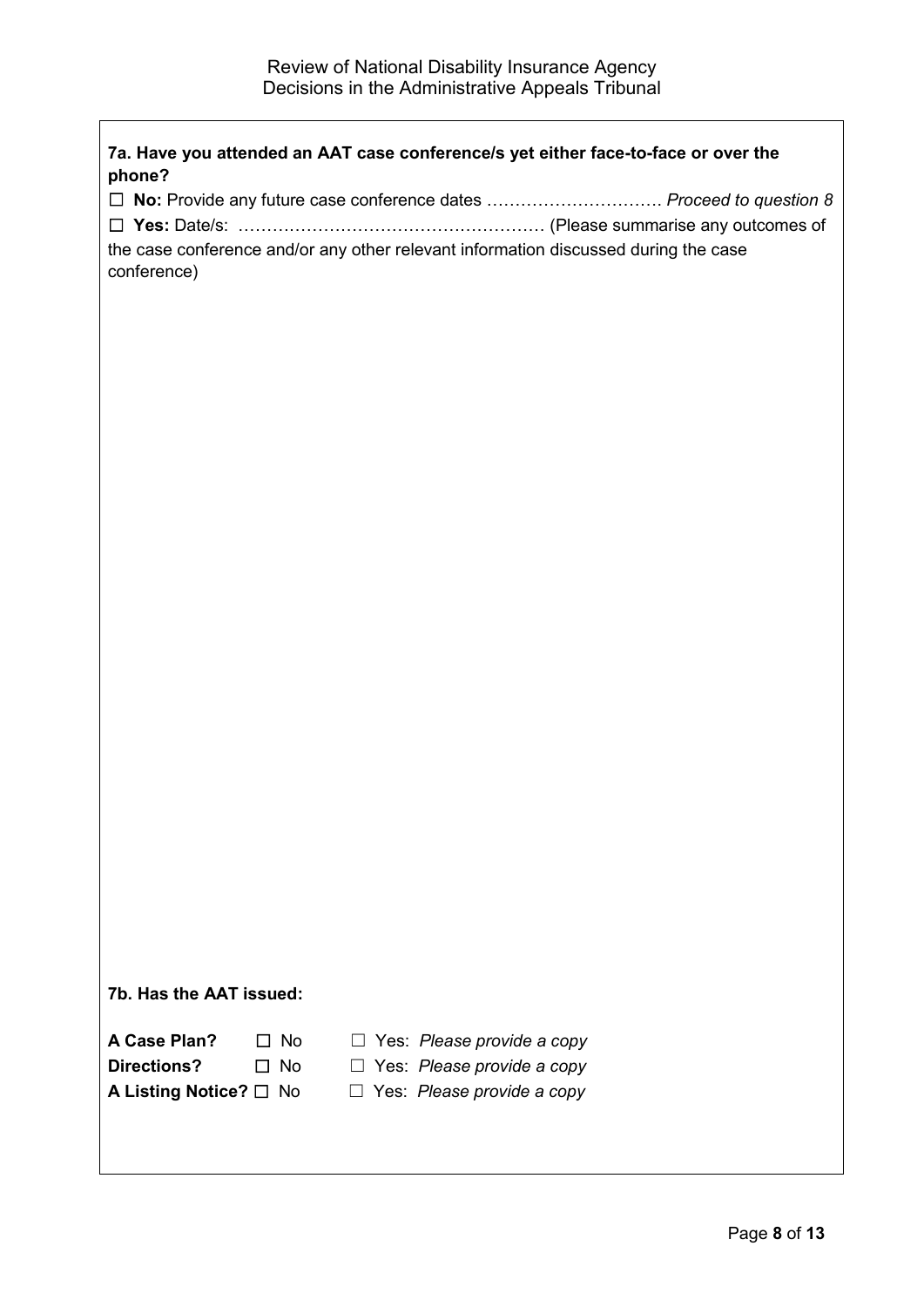**7a. Have you attended an AAT case conference/s yet either face-to-face or over the phone?**

☐ **No:** Provide any future case conference dates ………………………… *Proceed to question 8*

☐ **Yes:** Date/s: ……………………………………………… (Please summarise any outcomes of the case conference and/or any other relevant information discussed during the case conference)

**7b. Has the AAT issued:**

**A Case Plan?** ☐ No ☐ Yes: *Please provide a copy*

**Directions?** ☐ No ☐ Yes: *Please provide a copy*

**A Listing Notice?** ☐ No ☐ Yes: *Please provide a copy*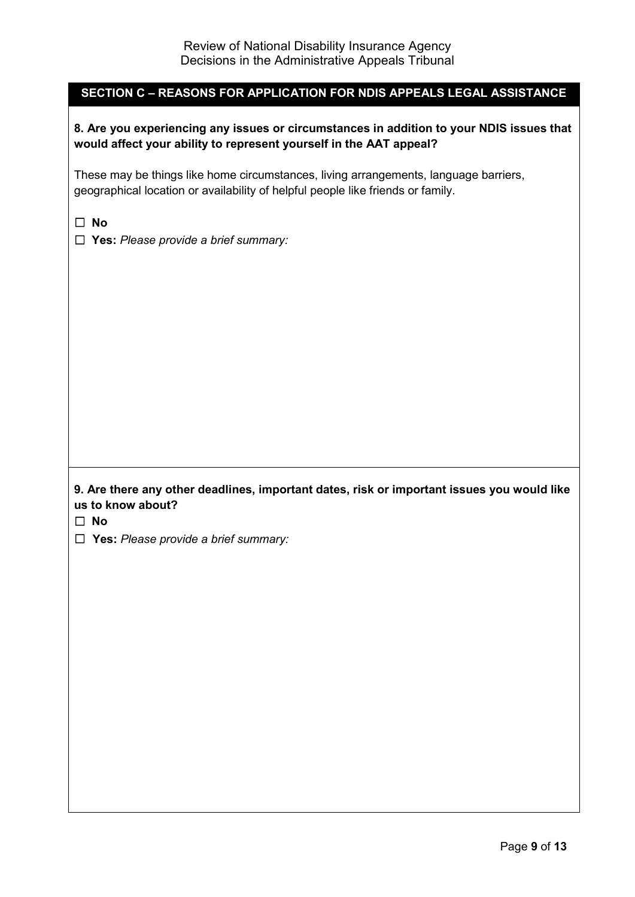## SECTION C – REASONS FOR APPLICATION FOR NDIS APPEALS LEGAL ASSISTANCE

**8. Are you experiencing any issues or circumstances in addition to your NDIS issues that would affect your ability to represent yourself in the AAT appeal?**

These may be things like home circumstances, living arrangements, language barriers, geographical location or availability of helpful people like friends or family.

☐ **No**

☐ **Yes:** *Please provide a brief summary:*

**9. Are there any other deadlines, important dates, risk or important issues you would like us to know about?**

☐ **No**

☐ **Yes:** *Please provide a brief summary:*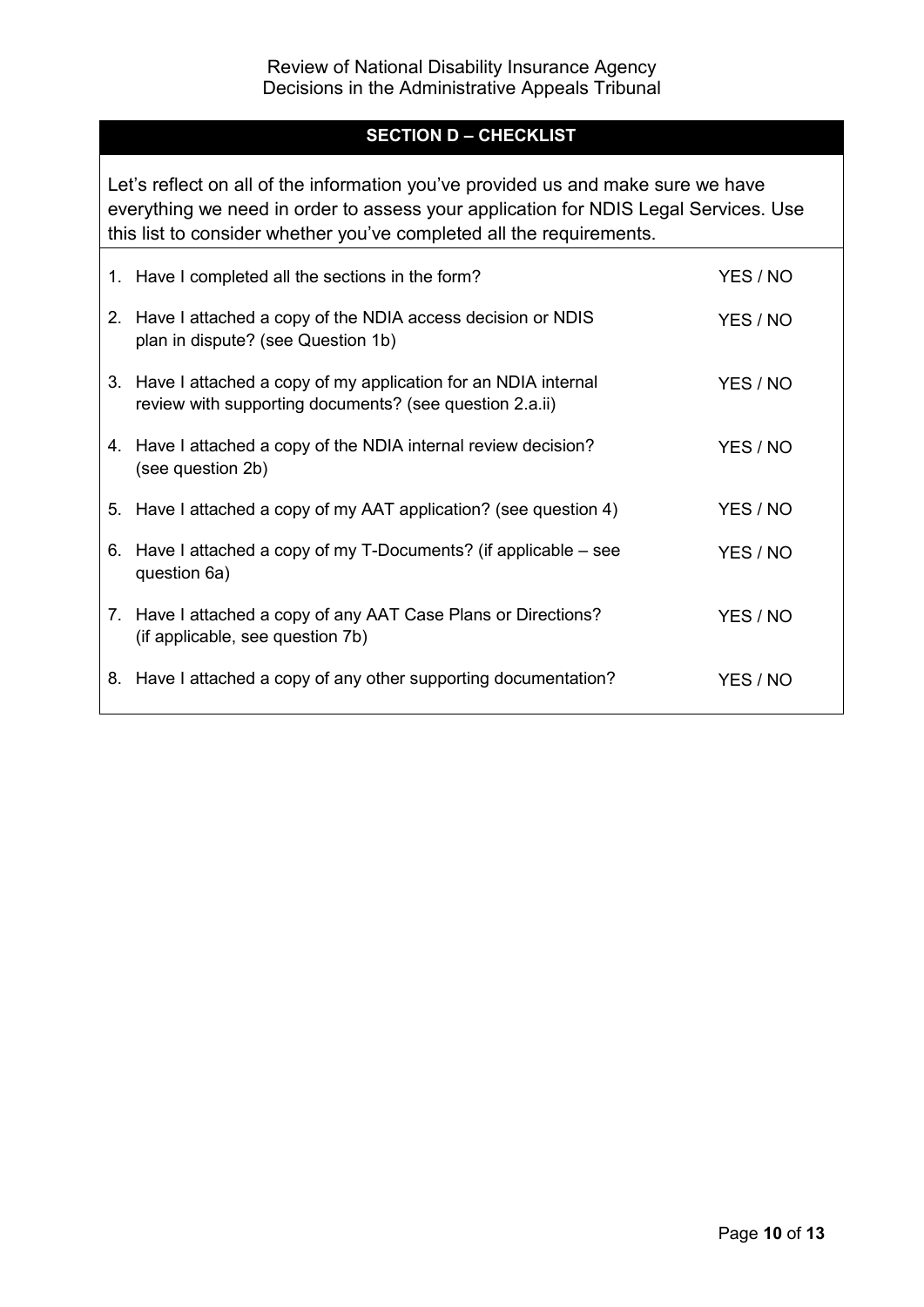## SECTION D – CHECKLIST

Let's reflect on all of the information you've provided us and make sure we have everything we need in order to assess your application for NDIS Legal Services. Use this list to consider whether you've completed all the requirements.

| | |
|---|---|
| 1. Have I completed all the sections in the form? | YES / NO |
| 2. Have I attached a copy of the NDIA access decision or NDIS plan in dispute? (see Question 1b) | YES / NO |
| 3. Have I attached a copy of my application for an NDIA internal review with supporting documents? (see question 2.a.ii) | YES / NO |
| 4. Have I attached a copy of the NDIA internal review decision? (see question 2b) | YES / NO |
| 5. Have I attached a copy of my AAT application? (see question 4) | YES / NO |
| 6. Have I attached a copy of my T-Documents? (if applicable – see question 6a) | YES / NO |
| 7. Have I attached a copy of any AAT Case Plans or Directions? (if applicable, see question 7b) | YES / NO |
| 8. Have I attached a copy of any other supporting documentation? | YES / NO |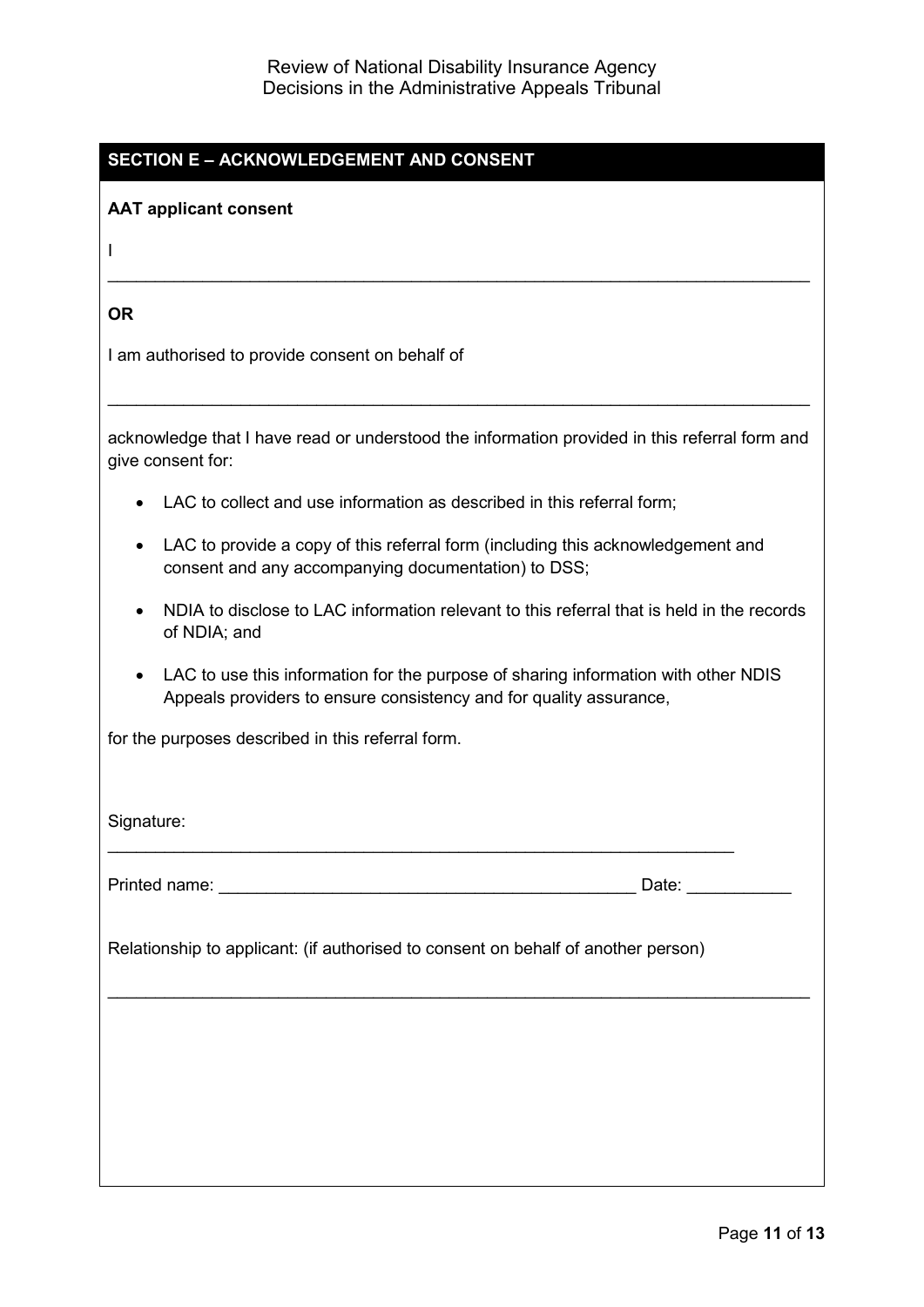## SECTION E – ACKNOWLEDGEMENT AND CONSENT

**AAT applicant consent**

I

___________________________________________________________________________

**OR**

I am authorised to provide consent on behalf of

___________________________________________________________________________

acknowledge that I have read or understood the information provided in this referral form and give consent for:

- LAC to collect and use information as described in this referral form;
- LAC to provide a copy of this referral form (including this acknowledgement and consent and any accompanying documentation) to DSS;
- NDIA to disclose to LAC information relevant to this referral that is held in the records of NDIA; and
- LAC to use this information for the purpose of sharing information with other NDIS Appeals providers to ensure consistency and for quality assurance,

for the purposes described in this referral form.

Signature:

____________________________________________________________________

Printed name: _____________________________________________ Date: ___________

Relationship to applicant: (if authorised to consent on behalf of another person)

___________________________________________________________________________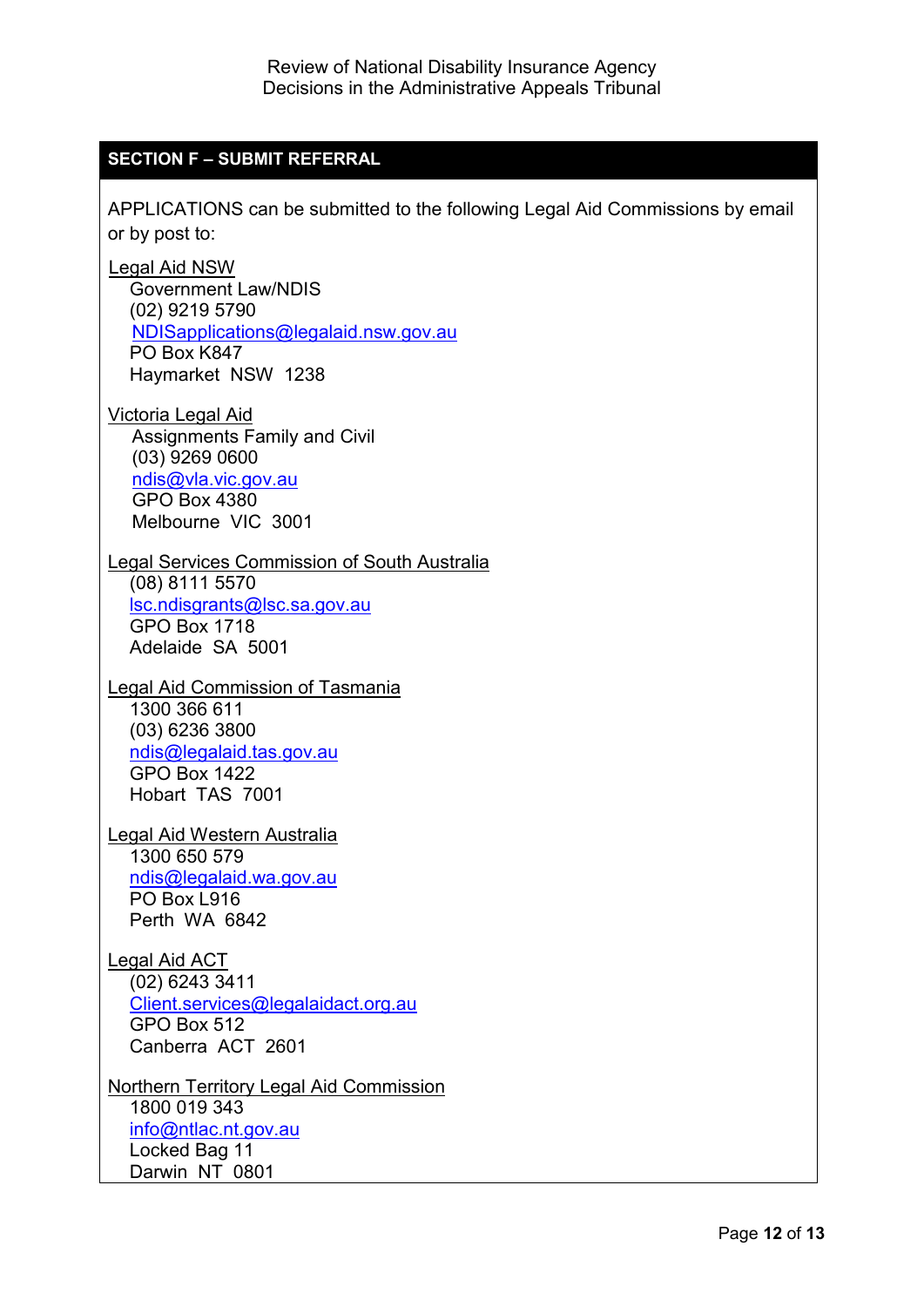## SECTION F – SUBMIT REFERRAL

APPLICATIONS can be submitted to the following Legal Aid Commissions by email or by post to:

Legal Aid NSW
Government Law/NDIS
(02) 9219 5790
NDISapplications@legalaid.nsw.gov.au
PO Box K847
Haymarket NSW 1238

Victoria Legal Aid
Assignments Family and Civil
(03) 9269 0600
ndis@vla.vic.gov.au
GPO Box 4380
Melbourne VIC 3001

Legal Services Commission of South Australia
(08) 8111 5570
lsc.ndisgrants@lsc.sa.gov.au
GPO Box 1718
Adelaide SA 5001

Legal Aid Commission of Tasmania
1300 366 611
(03) 6236 3800
ndis@legalaid.tas.gov.au
GPO Box 1422
Hobart TAS 7001

Legal Aid Western Australia
1300 650 579
ndis@legalaid.wa.gov.au
PO Box L916
Perth WA 6842

Legal Aid ACT
(02) 6243 3411
Client.services@legalaidact.org.au
GPO Box 512
Canberra ACT 2601

Northern Territory Legal Aid Commission
1800 019 343
info@ntlac.nt.gov.au
Locked Bag 11
Darwin NT 0801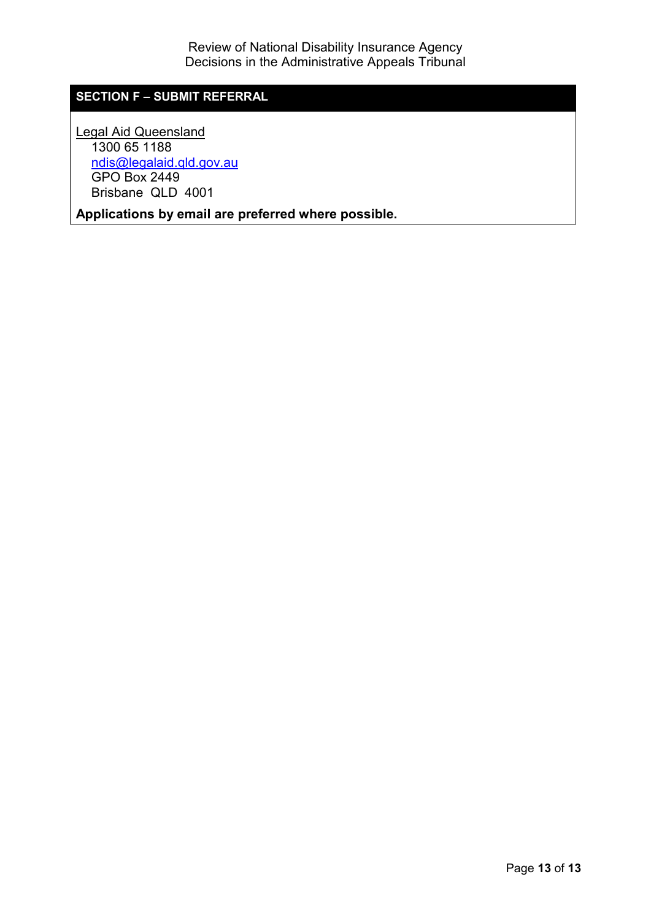## SECTION F – SUBMIT REFERRAL

Legal Aid Queensland
1300 65 1188
ndis@legalaid.qld.gov.au
GPO Box 2449
Brisbane QLD 4001

**Applications by email are preferred where possible.**